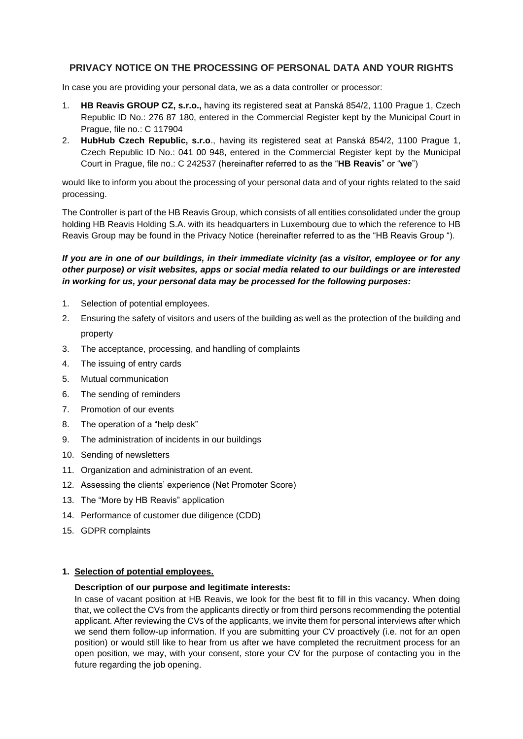## PRIVACY NOTICE ON THE PROCESSING OF PERSONAL DATA AND YOUR RIGHTS

In case you are providing your personal data, we as a data controller or processor:

1. **HB Reavis GROUP CZ, s.r.o.,** having its registered seat at Panská 854/2, 1100 Prague 1, Czech Republic ID No.: 276 87 180, entered in the Commercial Register kept by the Municipal Court in Prague, file no.: C 117904
2. **HubHub Czech Republic, s.r.o**., having its registered seat at Panská 854/2, 1100 Prague 1, Czech Republic ID No.: 041 00 948, entered in the Commercial Register kept by the Municipal Court in Prague, file no.: C 242537 (hereinafter referred to as the "**HB Reavis**" or "**we**")

would like to inform you about the processing of your personal data and of your rights related to the said processing.

The Controller is part of the HB Reavis Group, which consists of all entities consolidated under the group holding HB Reavis Holding S.A. with its headquarters in Luxembourg due to which the reference to HB Reavis Group may be found in the Privacy Notice (hereinafter referred to as the "HB Reavis Group ").

***If you are in one of our buildings, in their immediate vicinity (as a visitor, employee or for any other purpose) or visit websites, apps or social media related to our buildings or are interested in working for us, your personal data may be processed for the following purposes:***

1. Selection of potential employees.
2. Ensuring the safety of visitors and users of the building as well as the protection of the building and property
3. The acceptance, processing, and handling of complaints
4. The issuing of entry cards
5. Mutual communication
6. The sending of reminders
7. Promotion of our events
8. The operation of a "help desk"
9. The administration of incidents in our buildings
10. Sending of newsletters
11. Organization and administration of an event.
12. Assessing the clients' experience (Net Promoter Score)
13. The "More by HB Reavis" application
14. Performance of customer due diligence (CDD)
15. GDPR complaints

### 1. Selection of potential employees.

**Description of our purpose and legitimate interests:**

In case of vacant position at HB Reavis, we look for the best fit to fill in this vacancy. When doing that, we collect the CVs from the applicants directly or from third persons recommending the potential applicant. After reviewing the CVs of the applicants, we invite them for personal interviews after which we send them follow-up information. If you are submitting your CV proactively (i.e. not for an open position) or would still like to hear from us after we have completed the recruitment process for an open position, we may, with your consent, store your CV for the purpose of contacting you in the future regarding the job opening.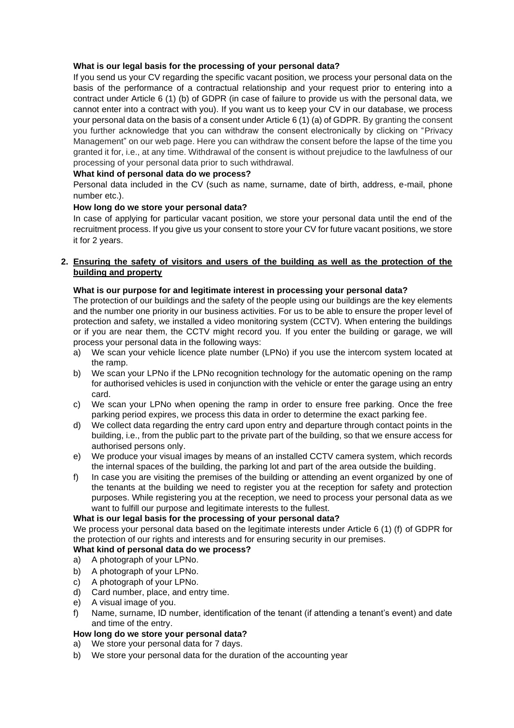**What is our legal basis for the processing of your personal data?**

If you send us your CV regarding the specific vacant position, we process your personal data on the basis of the performance of a contractual relationship and your request prior to entering into a contract under Article 6 (1) (b) of GDPR (in case of failure to provide us with the personal data, we cannot enter into a contract with you). If you want us to keep your CV in our database, we process your personal data on the basis of a consent under Article 6 (1) (a) of GDPR. By granting the consent you further acknowledge that you can withdraw the consent electronically by clicking on "Privacy Management" on our web page. Here you can withdraw the consent before the lapse of the time you granted it for, i.e., at any time. Withdrawal of the consent is without prejudice to the lawfulness of our processing of your personal data prior to such withdrawal.

**What kind of personal data do we process?**

Personal data included in the CV (such as name, surname, date of birth, address, e-mail, phone number etc.).

**How long do we store your personal data?**

In case of applying for particular vacant position, we store your personal data until the end of the recruitment process. If you give us your consent to store your CV for future vacant positions, we store it for 2 years.

## 2. <u>Ensuring the safety of visitors and users of the building as well as the protection of the building and property</u>

**What is our purpose for and legitimate interest in processing your personal data?**

The protection of our buildings and the safety of the people using our buildings are the key elements and the number one priority in our business activities. For us to be able to ensure the proper level of protection and safety, we installed a video monitoring system (CCTV). When entering the buildings or if you are near them, the CCTV might record you. If you enter the building or garage, we will process your personal data in the following ways:

a) We scan your vehicle licence plate number (LPNo) if you use the intercom system located at the ramp.
b) We scan your LPNo if the LPNo recognition technology for the automatic opening on the ramp for authorised vehicles is used in conjunction with the vehicle or enter the garage using an entry card.
c) We scan your LPNo when opening the ramp in order to ensure free parking. Once the free parking period expires, we process this data in order to determine the exact parking fee.
d) We collect data regarding the entry card upon entry and departure through contact points in the building, i.e., from the public part to the private part of the building, so that we ensure access for authorised persons only.
e) We produce your visual images by means of an installed CCTV camera system, which records the internal spaces of the building, the parking lot and part of the area outside the building.
f) In case you are visiting the premises of the building or attending an event organized by one of the tenants at the building we need to register you at the reception for safety and protection purposes. While registering you at the reception, we need to process your personal data as we want to fulfill our purpose and legitimate interests to the fullest.

**What is our legal basis for the processing of your personal data?**

We process your personal data based on the legitimate interests under Article 6 (1) (f) of GDPR for the protection of our rights and interests and for ensuring security in our premises.

**What kind of personal data do we process?**

a) A photograph of your LPNo.
b) A photograph of your LPNo.
c) A photograph of your LPNo.
d) Card number, place, and entry time.
e) A visual image of you.
f) Name, surname, ID number, identification of the tenant (if attending a tenant's event) and date and time of the entry.

**How long do we store your personal data?**

a) We store your personal data for 7 days.
b) We store your personal data for the duration of the accounting year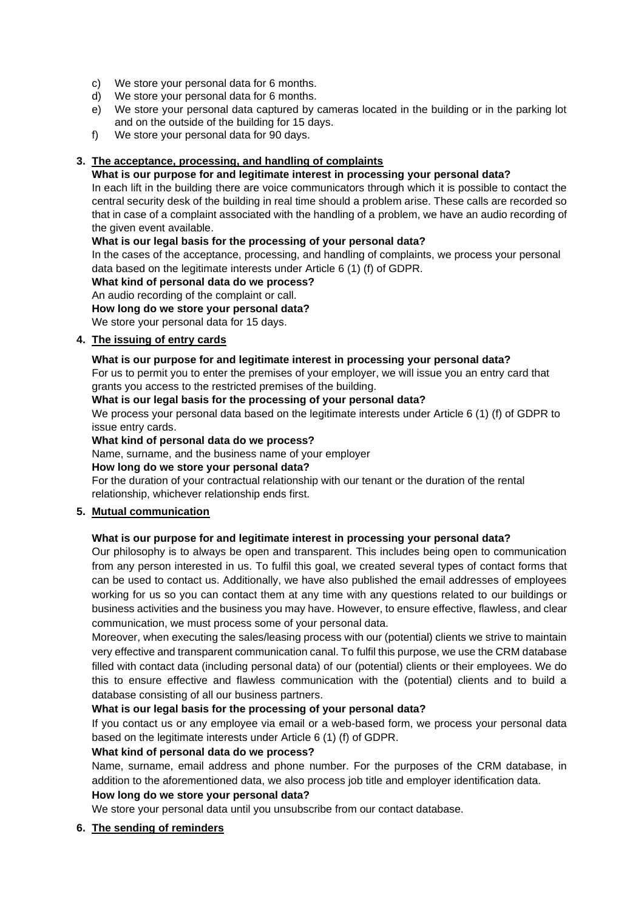c) We store your personal data for 6 months.
d) We store your personal data for 6 months.
e) We store your personal data captured by cameras located in the building or in the parking lot and on the outside of the building for 15 days.
f) We store your personal data for 90 days.

## 3. The acceptance, processing, and handling of complaints

**What is our purpose for and legitimate interest in processing your personal data?**

In each lift in the building there are voice communicators through which it is possible to contact the central security desk of the building in real time should a problem arise. These calls are recorded so that in case of a complaint associated with the handling of a problem, we have an audio recording of the given event available.

**What is our legal basis for the processing of your personal data?**

In the cases of the acceptance, processing, and handling of complaints, we process your personal data based on the legitimate interests under Article 6 (1) (f) of GDPR.

**What kind of personal data do we process?**

An audio recording of the complaint or call.

**How long do we store your personal data?**

We store your personal data for 15 days.

## 4. The issuing of entry cards

**What is our purpose for and legitimate interest in processing your personal data?**

For us to permit you to enter the premises of your employer, we will issue you an entry card that grants you access to the restricted premises of the building.

**What is our legal basis for the processing of your personal data?**

We process your personal data based on the legitimate interests under Article 6 (1) (f) of GDPR to issue entry cards.

**What kind of personal data do we process?**

Name, surname, and the business name of your employer

**How long do we store your personal data?**

For the duration of your contractual relationship with our tenant or the duration of the rental relationship, whichever relationship ends first.

## 5. Mutual communication

**What is our purpose for and legitimate interest in processing your personal data?**

Our philosophy is to always be open and transparent. This includes being open to communication from any person interested in us. To fulfil this goal, we created several types of contact forms that can be used to contact us. Additionally, we have also published the email addresses of employees working for us so you can contact them at any time with any questions related to our buildings or business activities and the business you may have. However, to ensure effective, flawless, and clear communication, we must process some of your personal data.

Moreover, when executing the sales/leasing process with our (potential) clients we strive to maintain very effective and transparent communication canal. To fulfil this purpose, we use the CRM database filled with contact data (including personal data) of our (potential) clients or their employees. We do this to ensure effective and flawless communication with the (potential) clients and to build a database consisting of all our business partners.

**What is our legal basis for the processing of your personal data?**

If you contact us or any employee via email or a web-based form, we process your personal data based on the legitimate interests under Article 6 (1) (f) of GDPR.

**What kind of personal data do we process?**

Name, surname, email address and phone number. For the purposes of the CRM database, in addition to the aforementioned data, we also process job title and employer identification data.

**How long do we store your personal data?**

We store your personal data until you unsubscribe from our contact database.

## 6. The sending of reminders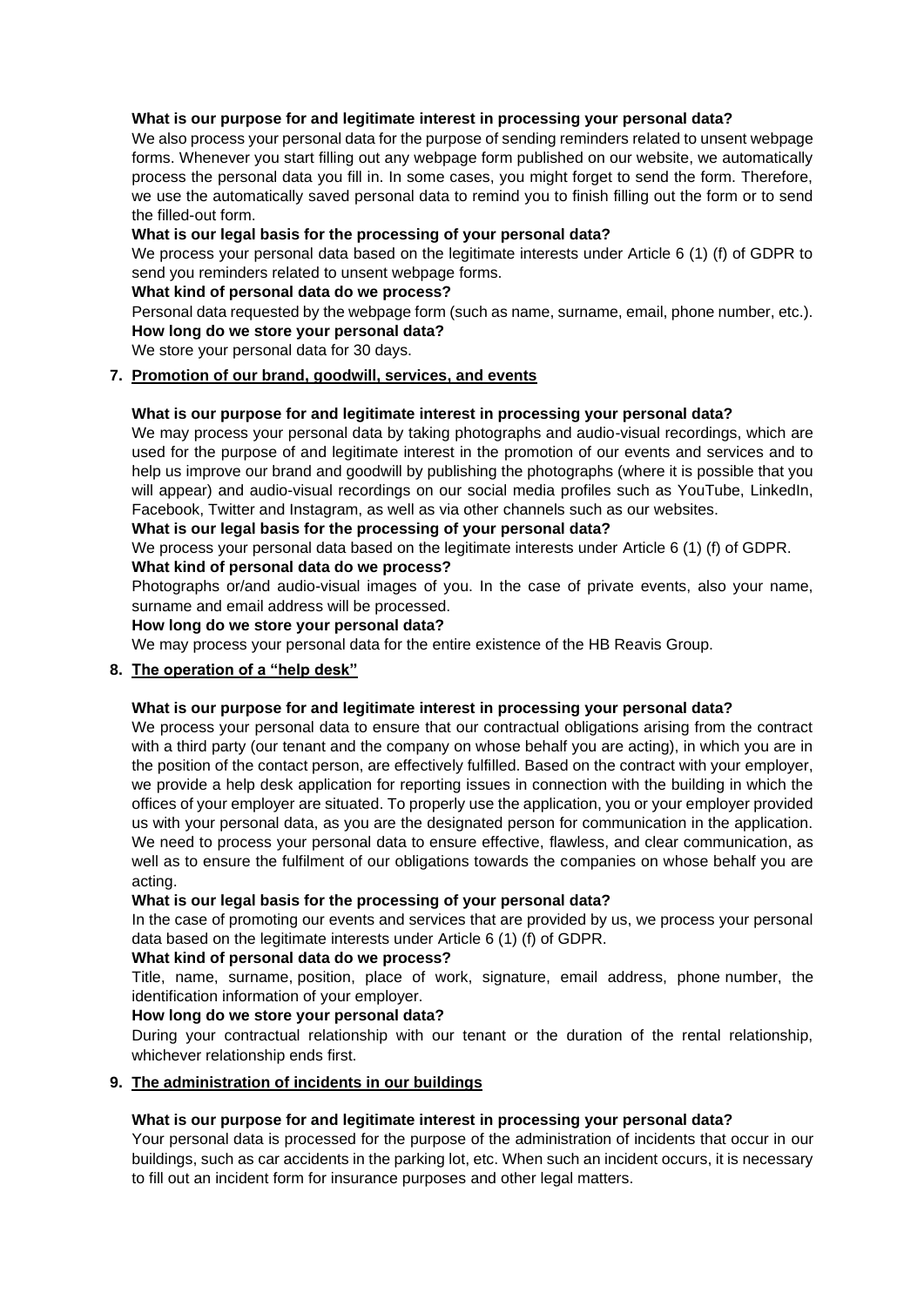**What is our purpose for and legitimate interest in processing your personal data?**

We also process your personal data for the purpose of sending reminders related to unsent webpage forms. Whenever you start filling out any webpage form published on our website, we automatically process the personal data you fill in. In some cases, you might forget to send the form. Therefore, we use the automatically saved personal data to remind you to finish filling out the form or to send the filled-out form.

**What is our legal basis for the processing of your personal data?**

We process your personal data based on the legitimate interests under Article 6 (1) (f) of GDPR to send you reminders related to unsent webpage forms.

**What kind of personal data do we process?**

Personal data requested by the webpage form (such as name, surname, email, phone number, etc.).

**How long do we store your personal data?**

We store your personal data for 30 days.

**7. <u>Promotion of our brand, goodwill, services, and events</u>**

**What is our purpose for and legitimate interest in processing your personal data?**

We may process your personal data by taking photographs and audio-visual recordings, which are used for the purpose of and legitimate interest in the promotion of our events and services and to help us improve our brand and goodwill by publishing the photographs (where it is possible that you will appear) and audio-visual recordings on our social media profiles such as YouTube, LinkedIn, Facebook, Twitter and Instagram, as well as via other channels such as our websites.

**What is our legal basis for the processing of your personal data?**

We process your personal data based on the legitimate interests under Article 6 (1) (f) of GDPR.

**What kind of personal data do we process?**

Photographs or/and audio-visual images of you. In the case of private events, also your name, surname and email address will be processed.

**How long do we store your personal data?**

We may process your personal data for the entire existence of the HB Reavis Group.

**8. <u>The operation of a "help desk"</u>**

**What is our purpose for and legitimate interest in processing your personal data?**

We process your personal data to ensure that our contractual obligations arising from the contract with a third party (our tenant and the company on whose behalf you are acting), in which you are in the position of the contact person, are effectively fulfilled. Based on the contract with your employer, we provide a help desk application for reporting issues in connection with the building in which the offices of your employer are situated. To properly use the application, you or your employer provided us with your personal data, as you are the designated person for communication in the application. We need to process your personal data to ensure effective, flawless, and clear communication, as well as to ensure the fulfilment of our obligations towards the companies on whose behalf you are acting.

**What is our legal basis for the processing of your personal data?**

In the case of promoting our events and services that are provided by us, we process your personal data based on the legitimate interests under Article 6 (1) (f) of GDPR.

**What kind of personal data do we process?**

Title, name, surname, position, place of work, signature, email address, phone number, the identification information of your employer.

**How long do we store your personal data?**

During your contractual relationship with our tenant or the duration of the rental relationship, whichever relationship ends first.

**9. <u>The administration of incidents in our buildings</u>**

**What is our purpose for and legitimate interest in processing your personal data?**

Your personal data is processed for the purpose of the administration of incidents that occur in our buildings, such as car accidents in the parking lot, etc. When such an incident occurs, it is necessary to fill out an incident form for insurance purposes and other legal matters.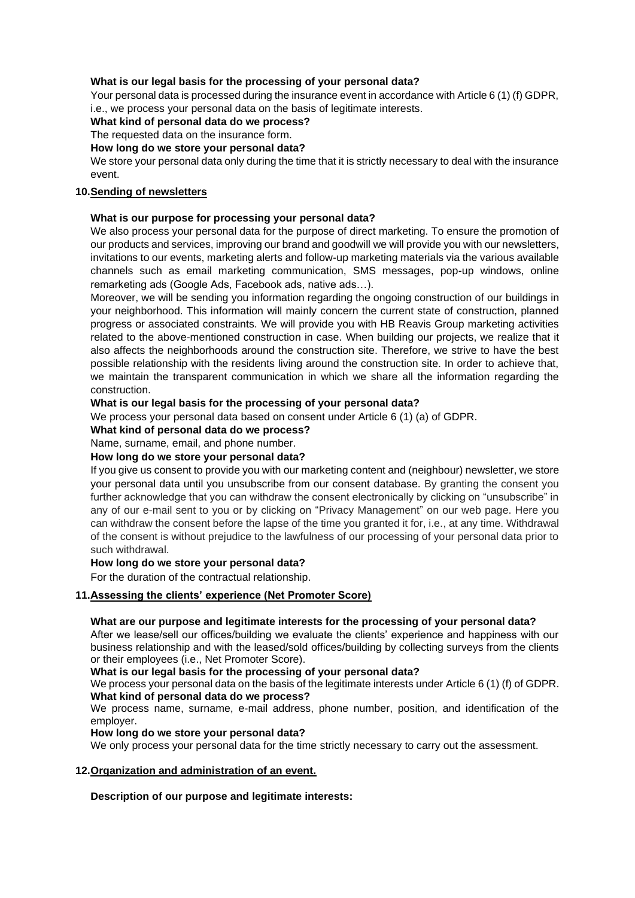**What is our legal basis for the processing of your personal data?**

Your personal data is processed during the insurance event in accordance with Article 6 (1) (f) GDPR, i.e., we process your personal data on the basis of legitimate interests.

**What kind of personal data do we process?**

The requested data on the insurance form.

**How long do we store your personal data?**

We store your personal data only during the time that it is strictly necessary to deal with the insurance event.

## 10. Sending of newsletters

**What is our purpose for processing your personal data?**

We also process your personal data for the purpose of direct marketing. To ensure the promotion of our products and services, improving our brand and goodwill we will provide you with our newsletters, invitations to our events, marketing alerts and follow-up marketing materials via the various available channels such as email marketing communication, SMS messages, pop-up windows, online remarketing ads (Google Ads, Facebook ads, native ads…).

Moreover, we will be sending you information regarding the ongoing construction of our buildings in your neighborhood. This information will mainly concern the current state of construction, planned progress or associated constraints. We will provide you with HB Reavis Group marketing activities related to the above-mentioned construction in case. When building our projects, we realize that it also affects the neighborhoods around the construction site. Therefore, we strive to have the best possible relationship with the residents living around the construction site. In order to achieve that, we maintain the transparent communication in which we share all the information regarding the construction.

**What is our legal basis for the processing of your personal data?**

We process your personal data based on consent under Article 6 (1) (a) of GDPR.

**What kind of personal data do we process?**

Name, surname, email, and phone number.

**How long do we store your personal data?**

If you give us consent to provide you with our marketing content and (neighbour) newsletter, we store your personal data until you unsubscribe from our consent database. By granting the consent you further acknowledge that you can withdraw the consent electronically by clicking on "unsubscribe" in any of our e-mail sent to you or by clicking on "Privacy Management" on our web page. Here you can withdraw the consent before the lapse of the time you granted it for, i.e., at any time. Withdrawal of the consent is without prejudice to the lawfulness of our processing of your personal data prior to such withdrawal.

**How long do we store your personal data?**

For the duration of the contractual relationship.

## 11. Assessing the clients' experience (Net Promoter Score)

**What are our purpose and legitimate interests for the processing of your personal data?**

After we lease/sell our offices/building we evaluate the clients' experience and happiness with our business relationship and with the leased/sold offices/building by collecting surveys from the clients or their employees (i.e., Net Promoter Score).

**What is our legal basis for the processing of your personal data?**

We process your personal data on the basis of the legitimate interests under Article 6 (1) (f) of GDPR.

**What kind of personal data do we process?**

We process name, surname, e-mail address, phone number, position, and identification of the employer.

**How long do we store your personal data?**

We only process your personal data for the time strictly necessary to carry out the assessment.

## 12. Organization and administration of an event.

**Description of our purpose and legitimate interests:**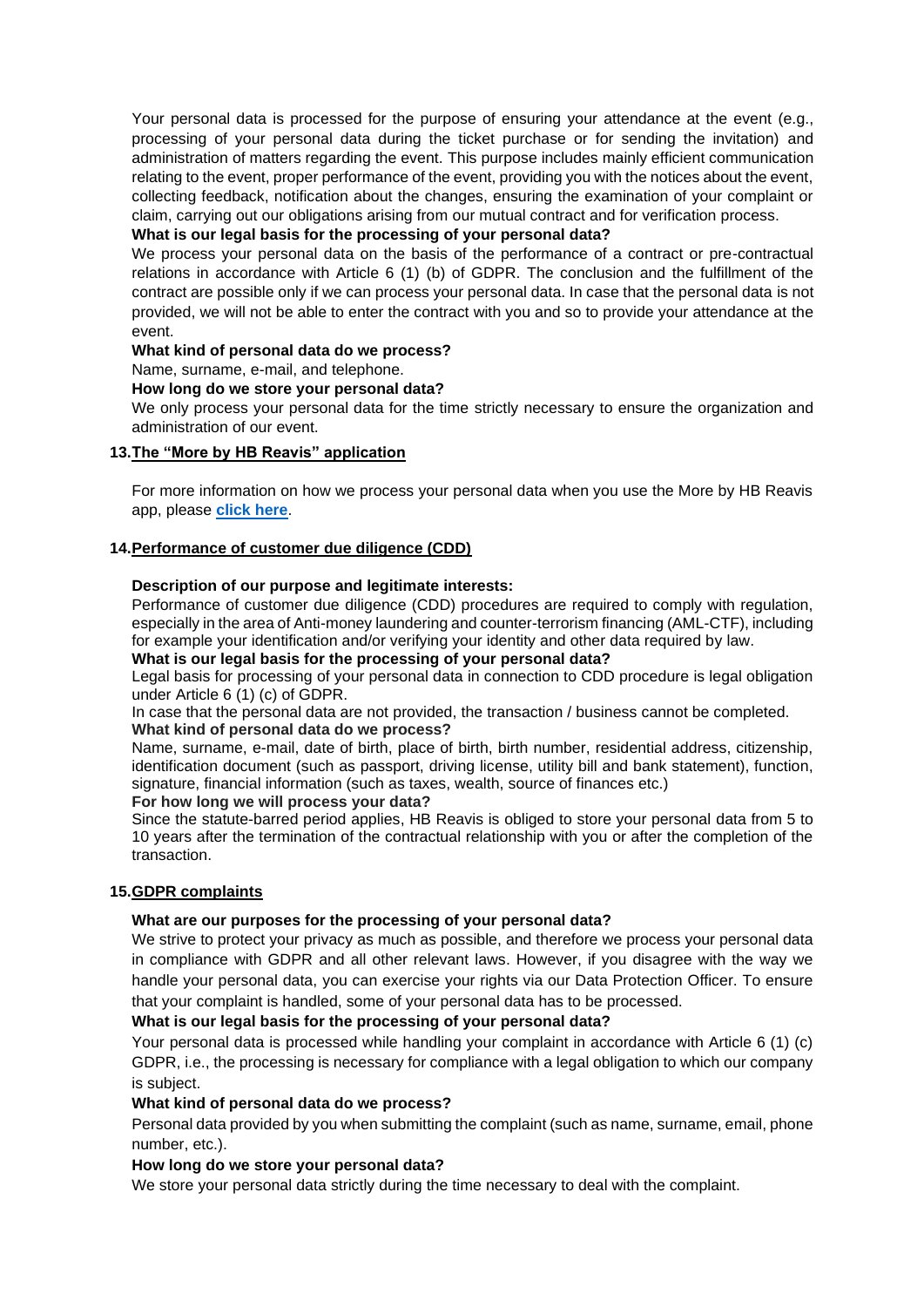Your personal data is processed for the purpose of ensuring your attendance at the event (e.g., processing of your personal data during the ticket purchase or for sending the invitation) and administration of matters regarding the event. This purpose includes mainly efficient communication relating to the event, proper performance of the event, providing you with the notices about the event, collecting feedback, notification about the changes, ensuring the examination of your complaint or claim, carrying out our obligations arising from our mutual contract and for verification process.

**What is our legal basis for the processing of your personal data?**

We process your personal data on the basis of the performance of a contract or pre-contractual relations in accordance with Article 6 (1) (b) of GDPR. The conclusion and the fulfillment of the contract are possible only if we can process your personal data. In case that the personal data is not provided, we will not be able to enter the contract with you and so to provide your attendance at the event.

**What kind of personal data do we process?**

Name, surname, e-mail, and telephone.

**How long do we store your personal data?**

We only process your personal data for the time strictly necessary to ensure the organization and administration of our event.

## 13. The "More by HB Reavis" application

For more information on how we process your personal data when you use the More by HB Reavis app, please **click here**.

## 14. Performance of customer due diligence (CDD)

**Description of our purpose and legitimate interests:**

Performance of customer due diligence (CDD) procedures are required to comply with regulation, especially in the area of Anti-money laundering and counter-terrorism financing (AML-CTF), including for example your identification and/or verifying your identity and other data required by law.

**What is our legal basis for the processing of your personal data?**

Legal basis for processing of your personal data in connection to CDD procedure is legal obligation under Article 6 (1) (c) of GDPR.

In case that the personal data are not provided, the transaction / business cannot be completed.

**What kind of personal data do we process?**

Name, surname, e-mail, date of birth, place of birth, birth number, residential address, citizenship, identification document (such as passport, driving license, utility bill and bank statement), function, signature, financial information (such as taxes, wealth, source of finances etc.)

**For how long we will process your data?**

Since the statute-barred period applies, HB Reavis is obliged to store your personal data from 5 to 10 years after the termination of the contractual relationship with you or after the completion of the transaction.

## 15. GDPR complaints

**What are our purposes for the processing of your personal data?**

We strive to protect your privacy as much as possible, and therefore we process your personal data in compliance with GDPR and all other relevant laws. However, if you disagree with the way we handle your personal data, you can exercise your rights via our Data Protection Officer. To ensure that your complaint is handled, some of your personal data has to be processed.

**What is our legal basis for the processing of your personal data?**

Your personal data is processed while handling your complaint in accordance with Article 6 (1) (c) GDPR, i.e., the processing is necessary for compliance with a legal obligation to which our company is subject.

**What kind of personal data do we process?**

Personal data provided by you when submitting the complaint (such as name, surname, email, phone number, etc.).

**How long do we store your personal data?**

We store your personal data strictly during the time necessary to deal with the complaint.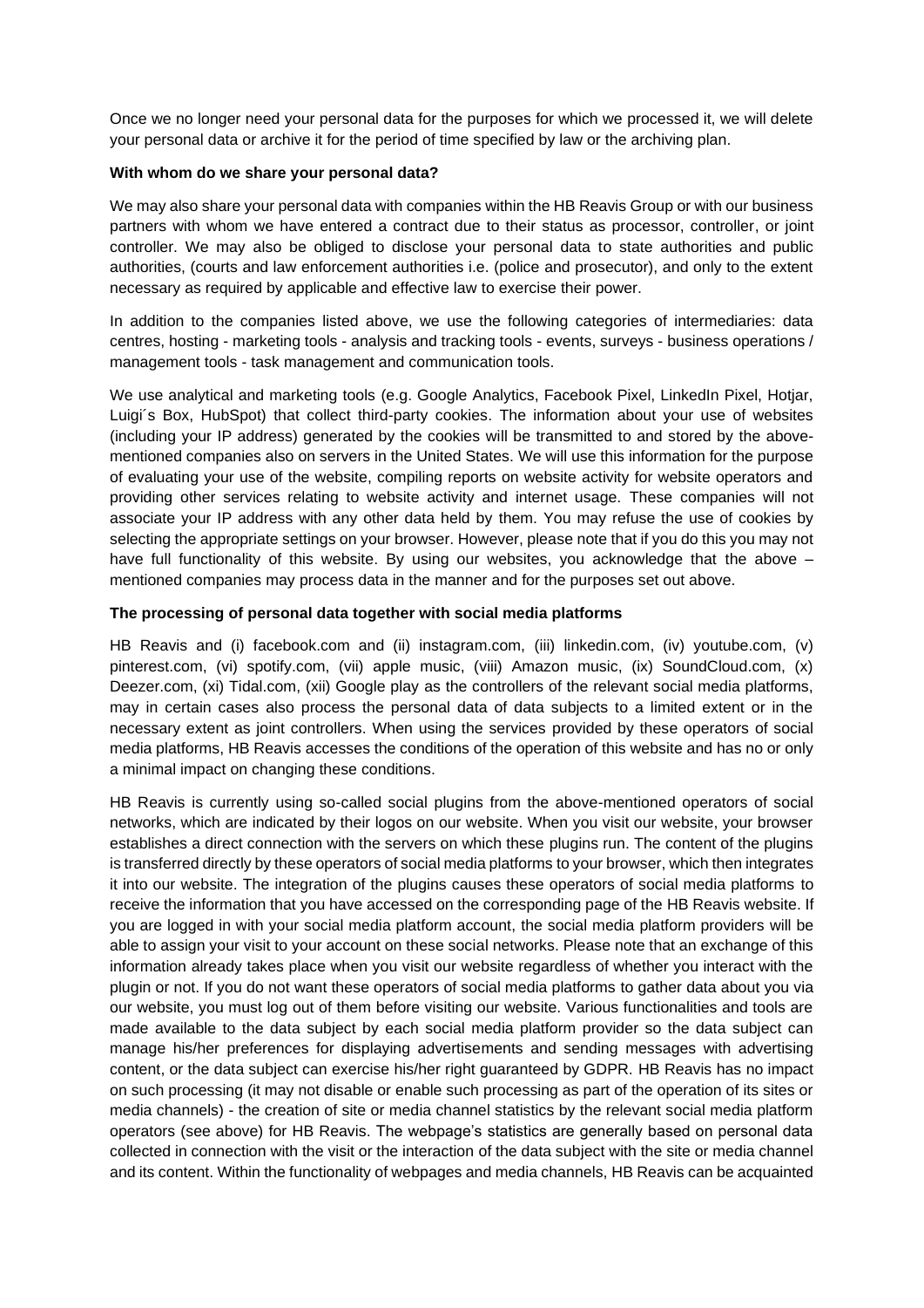Once we no longer need your personal data for the purposes for which we processed it, we will delete your personal data or archive it for the period of time specified by law or the archiving plan.

**With whom do we share your personal data?**

We may also share your personal data with companies within the HB Reavis Group or with our business partners with whom we have entered a contract due to their status as processor, controller, or joint controller. We may also be obliged to disclose your personal data to state authorities and public authorities, (courts and law enforcement authorities i.e. (police and prosecutor), and only to the extent necessary as required by applicable and effective law to exercise their power.

In addition to the companies listed above, we use the following categories of intermediaries: data centres, hosting - marketing tools - analysis and tracking tools - events, surveys - business operations / management tools - task management and communication tools.

We use analytical and marketing tools (e.g. Google Analytics, Facebook Pixel, LinkedIn Pixel, Hotjar, Luigi´s Box, HubSpot) that collect third-party cookies. The information about your use of websites (including your IP address) generated by the cookies will be transmitted to and stored by the above-mentioned companies also on servers in the United States. We will use this information for the purpose of evaluating your use of the website, compiling reports on website activity for website operators and providing other services relating to website activity and internet usage. These companies will not associate your IP address with any other data held by them. You may refuse the use of cookies by selecting the appropriate settings on your browser. However, please note that if you do this you may not have full functionality of this website. By using our websites, you acknowledge that the above – mentioned companies may process data in the manner and for the purposes set out above.

**The processing of personal data together with social media platforms**

HB Reavis and (i) facebook.com and (ii) instagram.com, (iii) linkedin.com, (iv) youtube.com, (v) pinterest.com, (vi) spotify.com, (vii) apple music, (viii) Amazon music, (ix) SoundCloud.com, (x) Deezer.com, (xi) Tidal.com, (xii) Google play as the controllers of the relevant social media platforms, may in certain cases also process the personal data of data subjects to a limited extent or in the necessary extent as joint controllers. When using the services provided by these operators of social media platforms, HB Reavis accesses the conditions of the operation of this website and has no or only a minimal impact on changing these conditions.

HB Reavis is currently using so-called social plugins from the above-mentioned operators of social networks, which are indicated by their logos on our website. When you visit our website, your browser establishes a direct connection with the servers on which these plugins run. The content of the plugins is transferred directly by these operators of social media platforms to your browser, which then integrates it into our website. The integration of the plugins causes these operators of social media platforms to receive the information that you have accessed on the corresponding page of the HB Reavis website. If you are logged in with your social media platform account, the social media platform providers will be able to assign your visit to your account on these social networks. Please note that an exchange of this information already takes place when you visit our website regardless of whether you interact with the plugin or not. If you do not want these operators of social media platforms to gather data about you via our website, you must log out of them before visiting our website. Various functionalities and tools are made available to the data subject by each social media platform provider so the data subject can manage his/her preferences for displaying advertisements and sending messages with advertising content, or the data subject can exercise his/her right guaranteed by GDPR. HB Reavis has no impact on such processing (it may not disable or enable such processing as part of the operation of its sites or media channels) - the creation of site or media channel statistics by the relevant social media platform operators (see above) for HB Reavis. The webpage's statistics are generally based on personal data collected in connection with the visit or the interaction of the data subject with the site or media channel and its content. Within the functionality of webpages and media channels, HB Reavis can be acquainted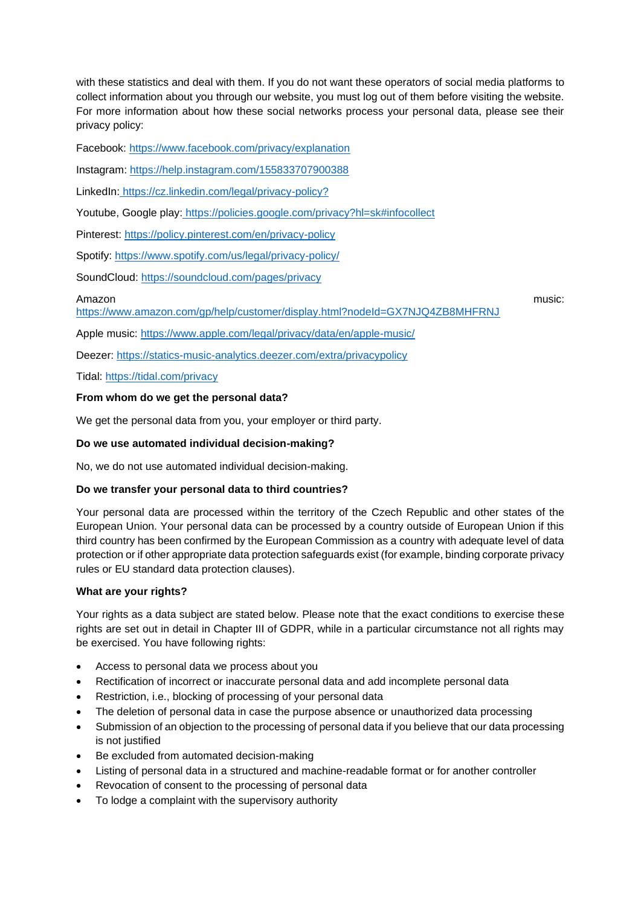with these statistics and deal with them. If you do not want these operators of social media platforms to collect information about you through our website, you must log out of them before visiting the website. For more information about how these social networks process your personal data, please see their privacy policy:

Facebook: https://www.facebook.com/privacy/explanation

Instagram: https://help.instagram.com/155833707900388

LinkedIn: https://cz.linkedin.com/legal/privacy-policy?

Youtube, Google play: https://policies.google.com/privacy?hl=sk#infocollect

Pinterest: https://policy.pinterest.com/en/privacy-policy

Spotify: https://www.spotify.com/us/legal/privacy-policy/

SoundCloud: https://soundcloud.com/pages/privacy

Amazon music: https://www.amazon.com/gp/help/customer/display.html?nodeId=GX7NJQ4ZB8MHFRNJ

Apple music: https://www.apple.com/legal/privacy/data/en/apple-music/

Deezer: https://statics-music-analytics.deezer.com/extra/privacypolicy

Tidal: https://tidal.com/privacy

**From whom do we get the personal data?**

We get the personal data from you, your employer or third party.

**Do we use automated individual decision-making?**

No, we do not use automated individual decision-making.

**Do we transfer your personal data to third countries?**

Your personal data are processed within the territory of the Czech Republic and other states of the European Union. Your personal data can be processed by a country outside of European Union if this third country has been confirmed by the European Commission as a country with adequate level of data protection or if other appropriate data protection safeguards exist (for example, binding corporate privacy rules or EU standard data protection clauses).

**What are your rights?**

Your rights as a data subject are stated below. Please note that the exact conditions to exercise these rights are set out in detail in Chapter III of GDPR, while in a particular circumstance not all rights may be exercised. You have following rights:

- Access to personal data we process about you
- Rectification of incorrect or inaccurate personal data and add incomplete personal data
- Restriction, i.e., blocking of processing of your personal data
- The deletion of personal data in case the purpose absence or unauthorized data processing
- Submission of an objection to the processing of personal data if you believe that our data processing is not justified
- Be excluded from automated decision-making
- Listing of personal data in a structured and machine-readable format or for another controller
- Revocation of consent to the processing of personal data
- To lodge a complaint with the supervisory authority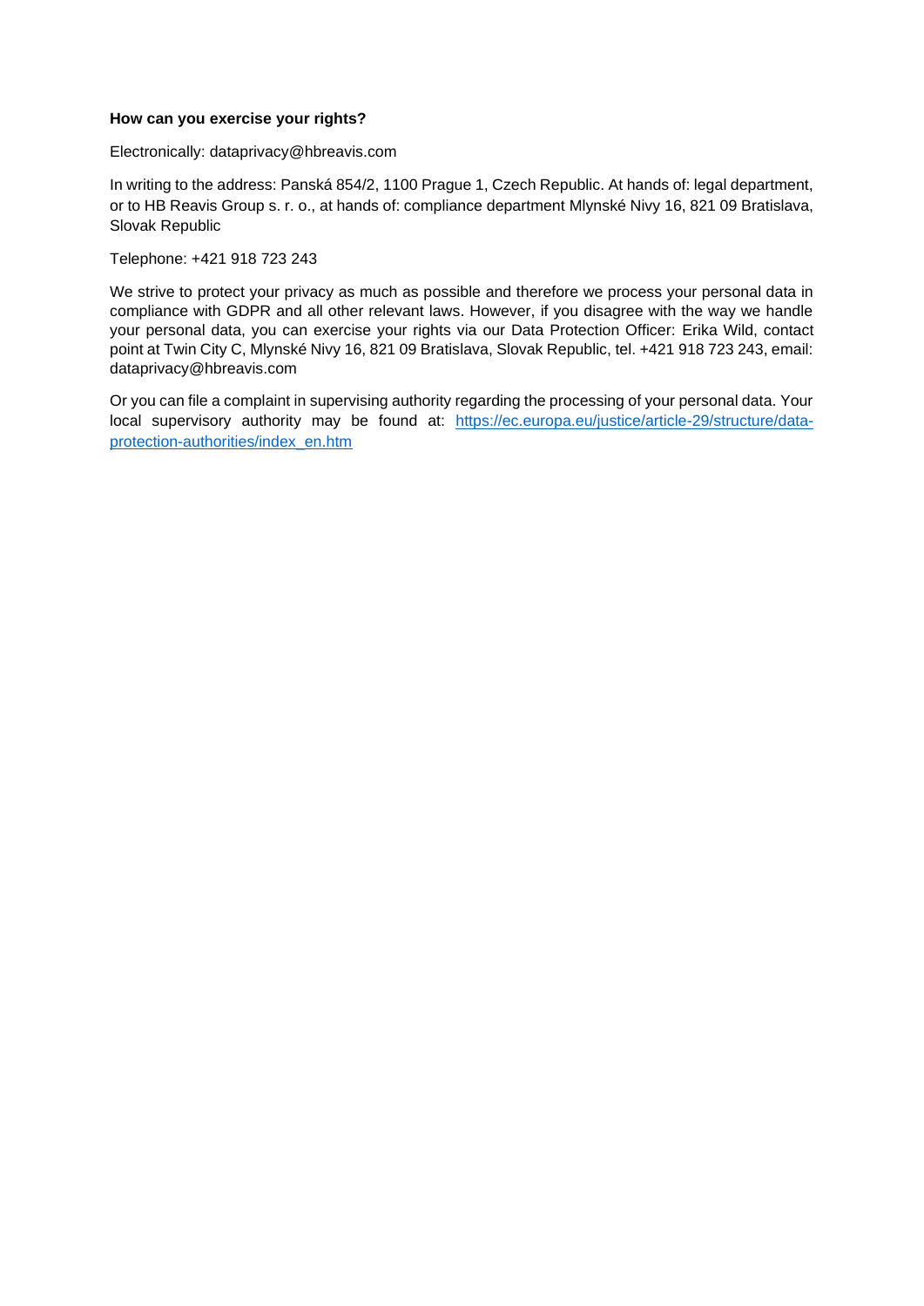**How can you exercise your rights?**

Electronically: dataprivacy@hbreavis.com

In writing to the address: Panská 854/2, 1100 Prague 1, Czech Republic. At hands of: legal department, or to HB Reavis Group s. r. o., at hands of: compliance department Mlynské Nivy 16, 821 09 Bratislava, Slovak Republic

Telephone: +421 918 723 243

We strive to protect your privacy as much as possible and therefore we process your personal data in compliance with GDPR and all other relevant laws. However, if you disagree with the way we handle your personal data, you can exercise your rights via our Data Protection Officer: Erika Wild, contact point at Twin City C, Mlynské Nivy 16, 821 09 Bratislava, Slovak Republic, tel. +421 918 723 243, email: dataprivacy@hbreavis.com

Or you can file a complaint in supervising authority regarding the processing of your personal data. Your local supervisory authority may be found at: [https://ec.europa.eu/justice/article-29/structure/data-protection-authorities/index_en.htm](https://ec.europa.eu/justice/article-29/structure/data-protection-authorities/index_en.htm)